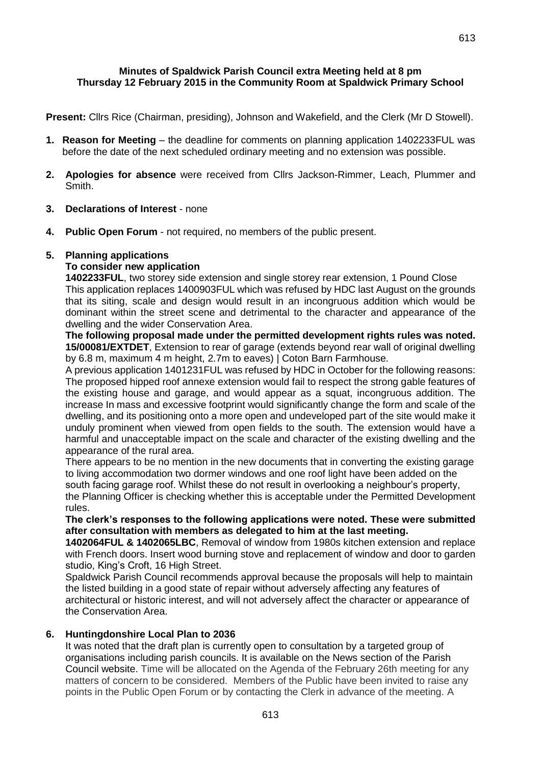**Minutes of Spaldwick Parish Council extra Meeting held at 8 pm Thursday 12 February 2015 in the Community Room at Spaldwick Primary School**

**Present:** Cllrs Rice (Chairman, presiding), Johnson and Wakefield, and the Clerk (Mr D Stowell).

1. **Reason for Meeting** – the deadline for comments on planning application 1402233FUL was before the date of the next scheduled ordinary meeting and no extension was possible.

2. **Apologies for absence** were received from Cllrs Jackson-Rimmer, Leach, Plummer and Smith.

3. **Declarations of Interest** - none

4. **Public Open Forum** - not required, no members of the public present.

5. **Planning applications**

   **To consider new application**

   **1402233FUL**, two storey side extension and single storey rear extension, 1 Pound Close
   This application replaces 1400903FUL which was refused by HDC last August on the grounds that its siting, scale and design would result in an incongruous addition which would be dominant within the street scene and detrimental to the character and appearance of the dwelling and the wider Conservation Area.

   **The following proposal made under the permitted development rights rules was noted.**
   **15/00081/EXTDET**, Extension to rear of garage (extends beyond rear wall of original dwelling by 6.8 m, maximum 4 m height, 2.7m to eaves) | Coton Barn Farmhouse.
   A previous application 1401231FUL was refused by HDC in October for the following reasons: The proposed hipped roof annexe extension would fail to respect the strong gable features of the existing house and garage, and would appear as a squat, incongruous addition. The increase In mass and excessive footprint would significantly change the form and scale of the dwelling, and its positioning onto a more open and undeveloped part of the site would make it unduly prominent when viewed from open fields to the south. The extension would have a harmful and unacceptable impact on the scale and character of the existing dwelling and the appearance of the rural area.
   There appears to be no mention in the new documents that in converting the existing garage to living accommodation two dormer windows and one roof light have been added on the south facing garage roof. Whilst these do not result in overlooking a neighbour's property, the Planning Officer is checking whether this is acceptable under the Permitted Development rules.

   **The clerk's responses to the following applications were noted. These were submitted after consultation with members as delegated to him at the last meeting.**
   **1402064FUL & 1402065LBC**, Removal of window from 1980s kitchen extension and replace with French doors. Insert wood burning stove and replacement of window and door to garden studio, King's Croft, 16 High Street.
   Spaldwick Parish Council recommends approval because the proposals will help to maintain the listed building in a good state of repair without adversely affecting any features of architectural or historic interest, and will not adversely affect the character or appearance of the Conservation Area.

6. **Huntingdonshire Local Plan to 2036**
   It was noted that the draft plan is currently open to consultation by a targeted group of organisations including parish councils. It is available on the News section of the Parish Council website. Time will be allocated on the Agenda of the February 26th meeting for any matters of concern to be considered. Members of the Public have been invited to raise any points in the Public Open Forum or by contacting the Clerk in advance of the meeting. A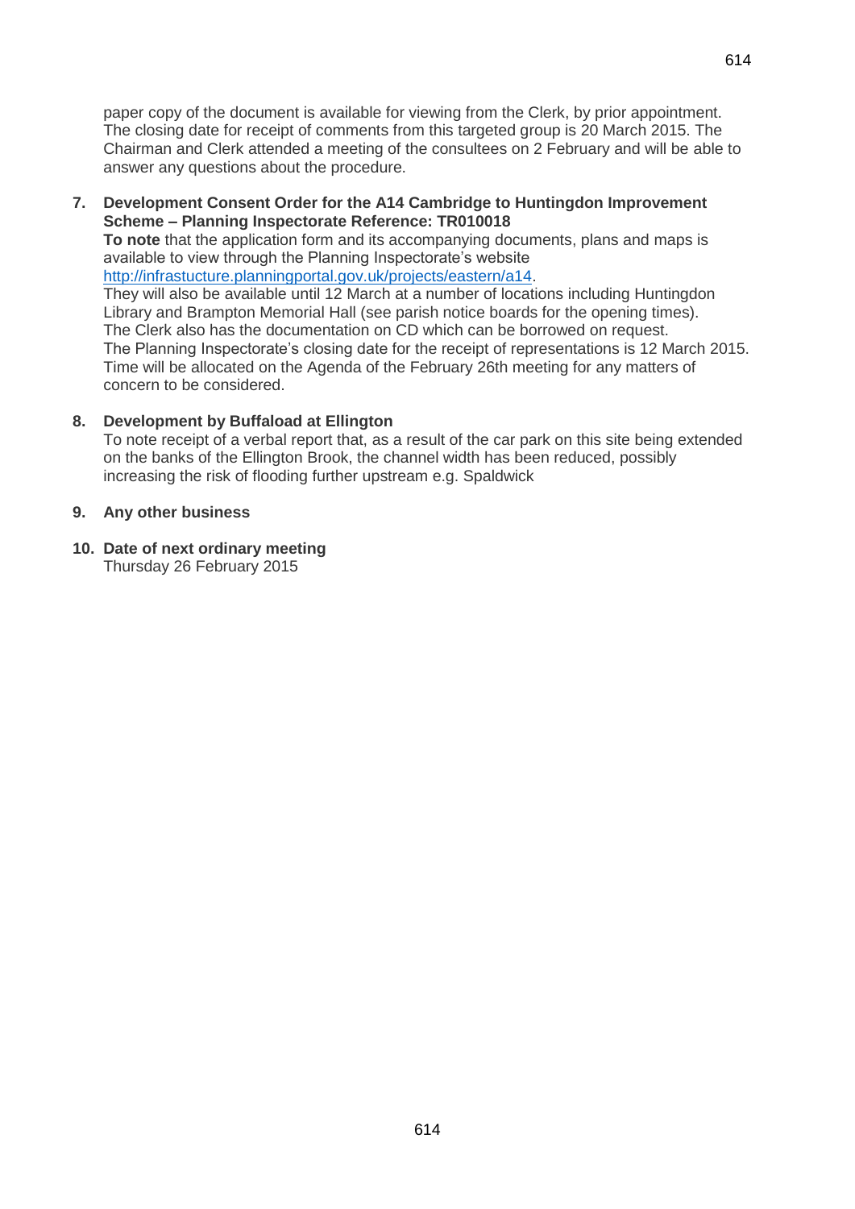paper copy of the document is available for viewing from the Clerk, by prior appointment. The closing date for receipt of comments from this targeted group is 20 March 2015. The Chairman and Clerk attended a meeting of the consultees on 2 February and will be able to answer any questions about the procedure.

**7. Development Consent Order for the A14 Cambridge to Huntingdon Improvement Scheme – Planning Inspectorate Reference: TR010018**

**To note** that the application form and its accompanying documents, plans and maps is available to view through the Planning Inspectorate's website http://infrastucture.planningportal.gov.uk/projects/eastern/a14.

They will also be available until 12 March at a number of locations including Huntingdon Library and Brampton Memorial Hall (see parish notice boards for the opening times).

The Clerk also has the documentation on CD which can be borrowed on request.

The Planning Inspectorate's closing date for the receipt of representations is 12 March 2015. Time will be allocated on the Agenda of the February 26th meeting for any matters of concern to be considered.

**8. Development by Buffaload at Ellington**

To note receipt of a verbal report that, as a result of the car park on this site being extended on the banks of the Ellington Brook, the channel width has been reduced, possibly increasing the risk of flooding further upstream e.g. Spaldwick

**9. Any other business**

**10. Date of next ordinary meeting**

Thursday 26 February 2015